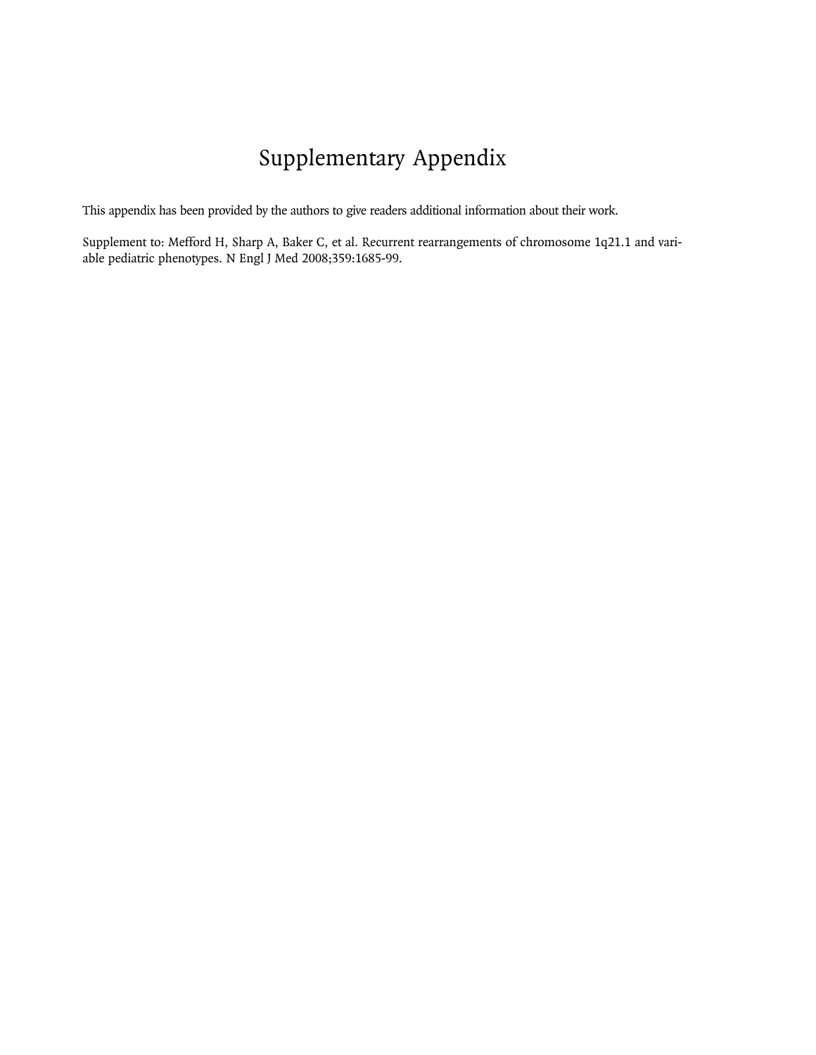# Supplementary Appendix

This appendix has been provided by the authors to give readers additional information about their work.

Supplement to: Mefford H, Sharp A, Baker C, et al. Recurrent rearrangements of chromosome 1q21.1 and variable pediatric phenotypes. N Engl J Med 2008;359:1685-99.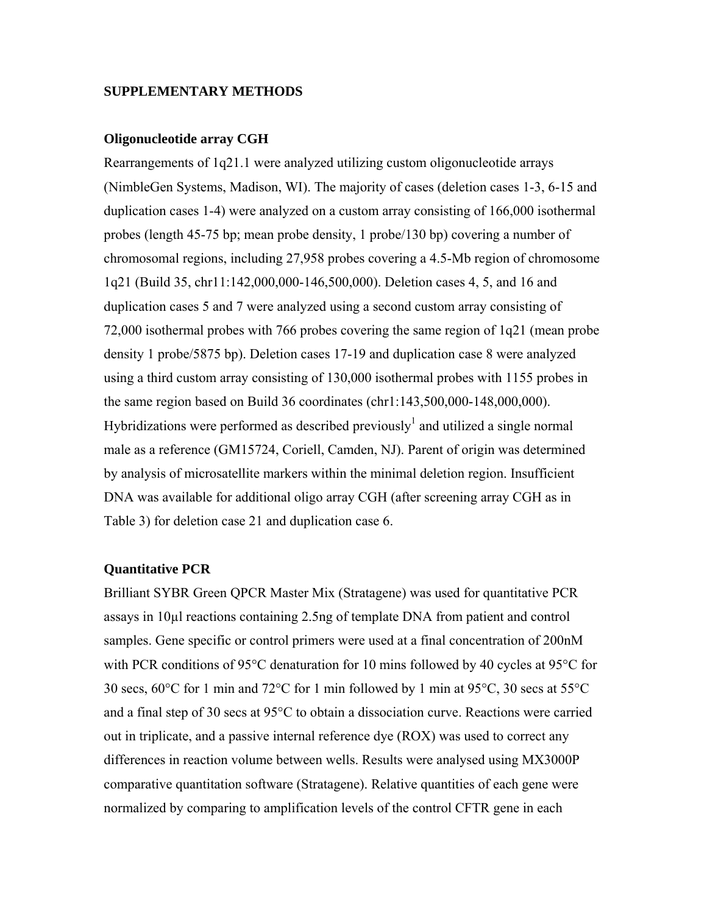## SUPPLEMENTARY METHODS

### Oligonucleotide array CGH

Rearrangements of 1q21.1 were analyzed utilizing custom oligonucleotide arrays (NimbleGen Systems, Madison, WI). The majority of cases (deletion cases 1-3, 6-15 and duplication cases 1-4) were analyzed on a custom array consisting of 166,000 isothermal probes (length 45-75 bp; mean probe density, 1 probe/130 bp) covering a number of chromosomal regions, including 27,958 probes covering a 4.5-Mb region of chromosome 1q21 (Build 35, chr11:142,000,000-146,500,000). Deletion cases 4, 5, and 16 and duplication cases 5 and 7 were analyzed using a second custom array consisting of 72,000 isothermal probes with 766 probes covering the same region of 1q21 (mean probe density 1 probe/5875 bp). Deletion cases 17-19 and duplication case 8 were analyzed using a third custom array consisting of 130,000 isothermal probes with 1155 probes in the same region based on Build 36 coordinates (chr1:143,500,000-148,000,000). Hybridizations were performed as described previously[1] and utilized a single normal male as a reference (GM15724, Coriell, Camden, NJ). Parent of origin was determined by analysis of microsatellite markers within the minimal deletion region. Insufficient DNA was available for additional oligo array CGH (after screening array CGH as in Table 3) for deletion case 21 and duplication case 6.

### Quantitative PCR

Brilliant SYBR Green QPCR Master Mix (Stratagene) was used for quantitative PCR assays in 10µl reactions containing 2.5ng of template DNA from patient and control samples. Gene specific or control primers were used at a final concentration of 200nM with PCR conditions of 95°C denaturation for 10 mins followed by 40 cycles at 95°C for 30 secs, 60°C for 1 min and 72°C for 1 min followed by 1 min at 95°C, 30 secs at 55°C and a final step of 30 secs at 95°C to obtain a dissociation curve. Reactions were carried out in triplicate, and a passive internal reference dye (ROX) was used to correct any differences in reaction volume between wells. Results were analysed using MX3000P comparative quantitation software (Stratagene). Relative quantities of each gene were normalized by comparing to amplification levels of the control CFTR gene in each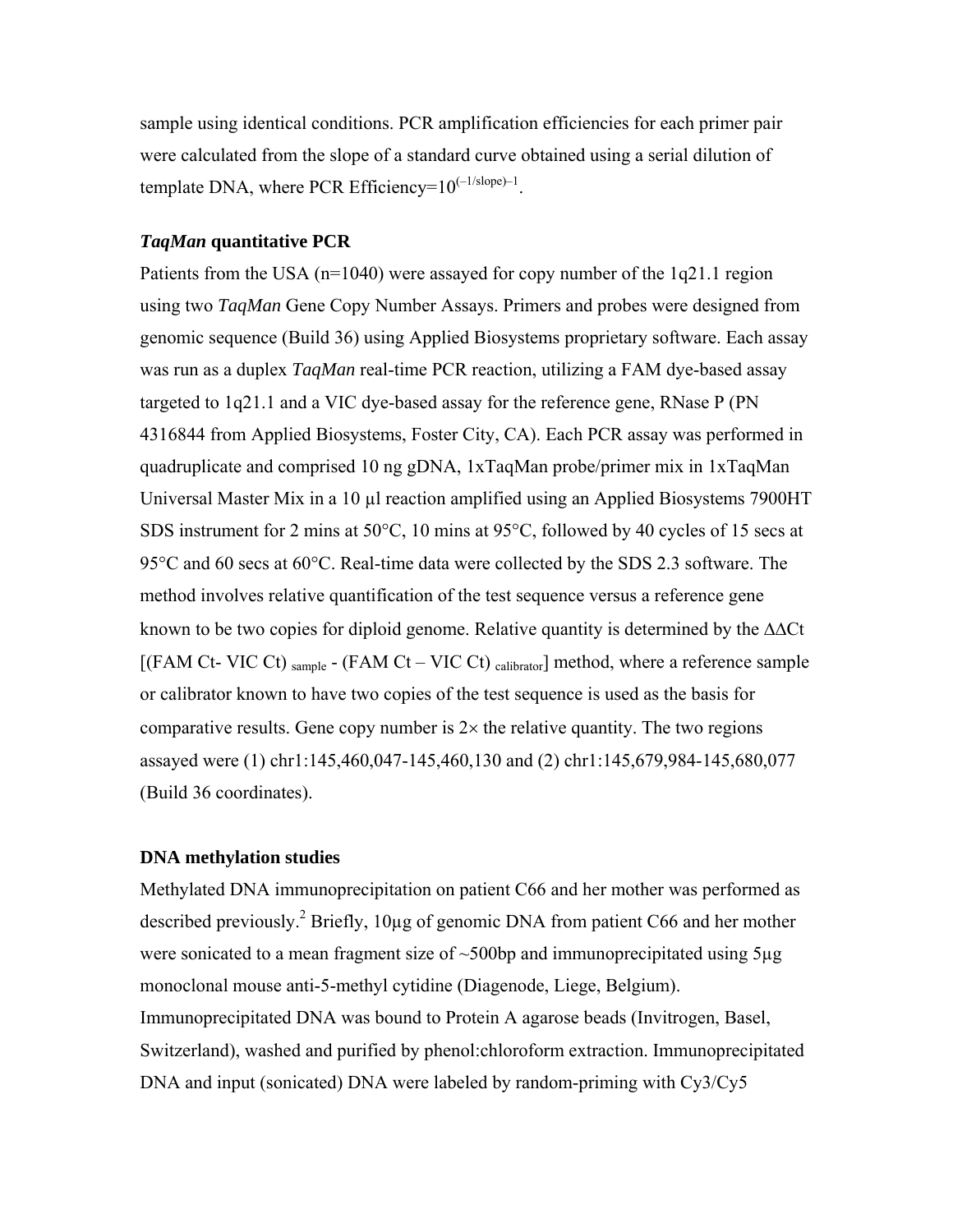sample using identical conditions. PCR amplification efficiencies for each primer pair were calculated from the slope of a standard curve obtained using a serial dilution of template DNA, where PCR Efficiency=$10^{(-1/\text{slope})-1}$.

### *TaqMan* quantitative PCR

Patients from the USA (n=1040) were assayed for copy number of the 1q21.1 region using two *TaqMan* Gene Copy Number Assays. Primers and probes were designed from genomic sequence (Build 36) using Applied Biosystems proprietary software. Each assay was run as a duplex *TaqMan* real-time PCR reaction, utilizing a FAM dye-based assay targeted to 1q21.1 and a VIC dye-based assay for the reference gene, RNase P (PN 4316844 from Applied Biosystems, Foster City, CA). Each PCR assay was performed in quadruplicate and comprised 10 ng gDNA, 1xTaqMan probe/primer mix in 1xTaqMan Universal Master Mix in a 10 µl reaction amplified using an Applied Biosystems 7900HT SDS instrument for 2 mins at 50°C, 10 mins at 95°C, followed by 40 cycles of 15 secs at 95°C and 60 secs at 60°C. Real-time data were collected by the SDS 2.3 software. The method involves relative quantification of the test sequence versus a reference gene known to be two copies for diploid genome. Relative quantity is determined by the ΔΔCt $[(\text{FAM Ct} - \text{VIC Ct})_{\text{sample}} - (\text{FAM Ct} - \text{VIC Ct})_{\text{calibrator}}]$ method, where a reference sample or calibrator known to have two copies of the test sequence is used as the basis for comparative results. Gene copy number is 2× the relative quantity. The two regions assayed were (1) chr1:145,460,047-145,460,130 and (2) chr1:145,679,984-145,680,077 (Build 36 coordinates).

### DNA methylation studies

Methylated DNA immunoprecipitation on patient C66 and her mother was performed as described previously.[2] Briefly, 10µg of genomic DNA from patient C66 and her mother were sonicated to a mean fragment size of ~500bp and immunoprecipitated using 5µg monoclonal mouse anti-5-methyl cytidine (Diagenode, Liege, Belgium). Immunoprecipitated DNA was bound to Protein A agarose beads (Invitrogen, Basel, Switzerland), washed and purified by phenol:chloroform extraction. Immunoprecipitated DNA and input (sonicated) DNA were labeled by random-priming with Cy3/Cy5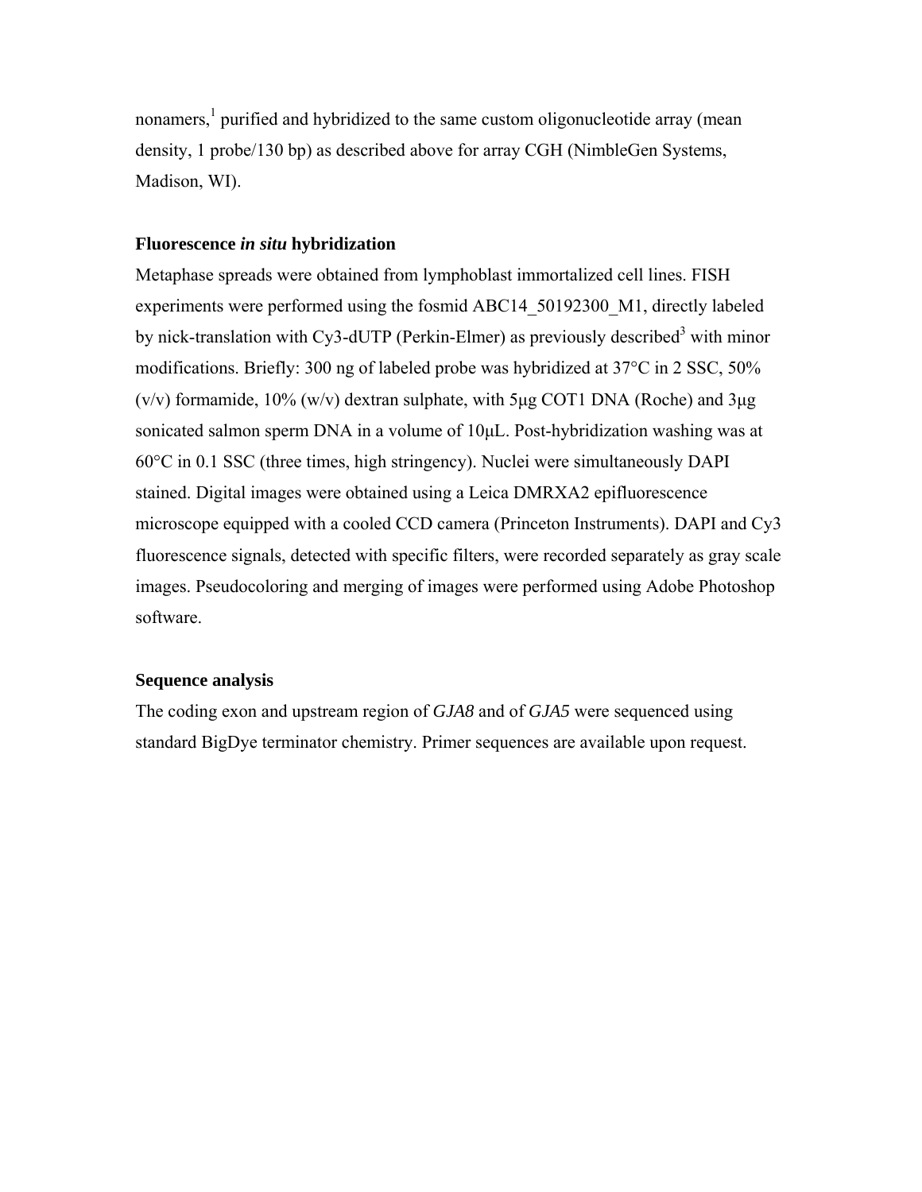nonamers,[1] purified and hybridized to the same custom oligonucleotide array (mean density, 1 probe/130 bp) as described above for array CGH (NimbleGen Systems, Madison, WI).

### Fluorescence *in situ* hybridization

Metaphase spreads were obtained from lymphoblast immortalized cell lines. FISH experiments were performed using the fosmid ABC14_50192300_M1, directly labeled by nick-translation with Cy3-dUTP (Perkin-Elmer) as previously described[3] with minor modifications. Briefly: 300 ng of labeled probe was hybridized at 37°C in 2 SSC, 50% (v/v) formamide, 10% (w/v) dextran sulphate, with 5μg COT1 DNA (Roche) and 3μg sonicated salmon sperm DNA in a volume of 10μL. Post-hybridization washing was at 60°C in 0.1 SSC (three times, high stringency). Nuclei were simultaneously DAPI stained. Digital images were obtained using a Leica DMRXA2 epifluorescence microscope equipped with a cooled CCD camera (Princeton Instruments). DAPI and Cy3 fluorescence signals, detected with specific filters, were recorded separately as gray scale images. Pseudocoloring and merging of images were performed using Adobe Photoshop software.

### Sequence analysis

The coding exon and upstream region of *GJA8* and of *GJA5* were sequenced using standard BigDye terminator chemistry. Primer sequences are available upon request.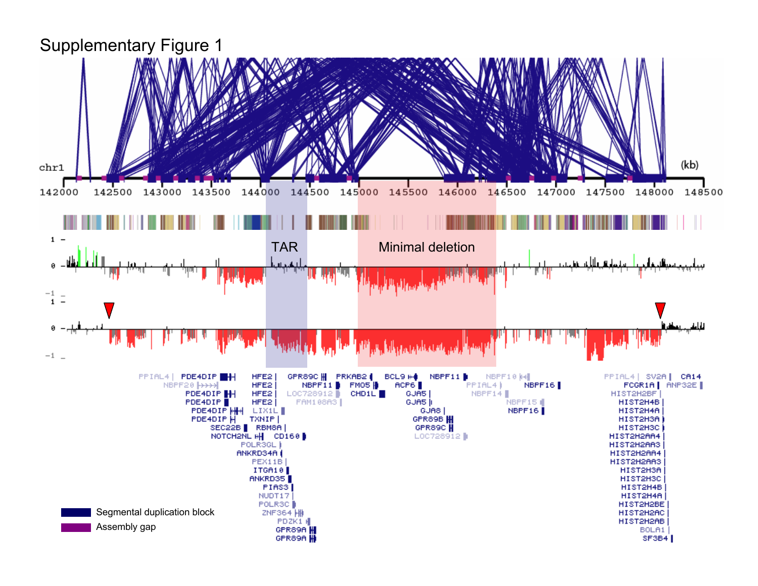# Supplementary Figure 1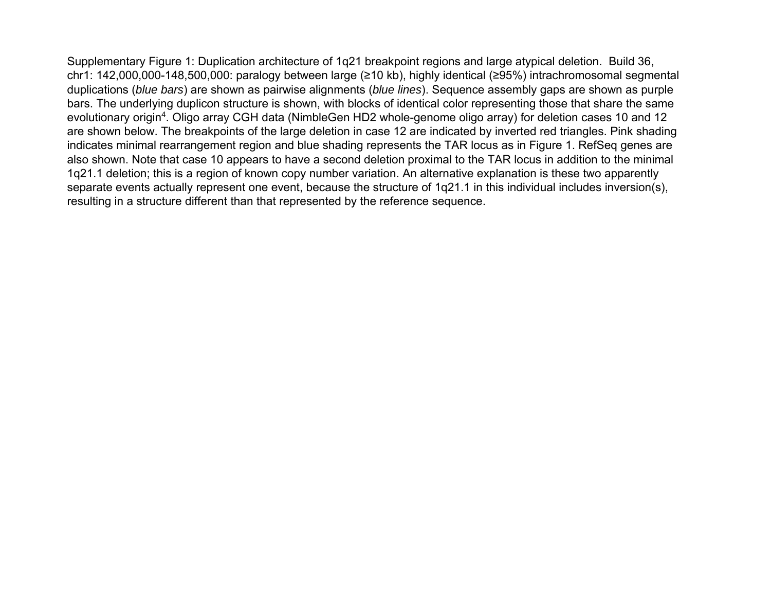Supplementary Figure 1: Duplication architecture of 1q21 breakpoint regions and large atypical deletion. Build 36, chr1: 142,000,000-148,500,000: paralogy between large (≥10 kb), highly identical (≥95%) intrachromosomal segmental duplications (*blue bars*) are shown as pairwise alignments (*blue lines*). Sequence assembly gaps are shown as purple bars. The underlying duplicon structure is shown, with blocks of identical color representing those that share the same evolutionary origin[4]. Oligo array CGH data (NimbleGen HD2 whole-genome oligo array) for deletion cases 10 and 12 are shown below. The breakpoints of the large deletion in case 12 are indicated by inverted red triangles. Pink shading indicates minimal rearrangement region and blue shading represents the TAR locus as in Figure 1. RefSeq genes are also shown. Note that case 10 appears to have a second deletion proximal to the TAR locus in addition to the minimal 1q21.1 deletion; this is a region of known copy number variation. An alternative explanation is these two apparently separate events actually represent one event, because the structure of 1q21.1 in this individual includes inversion(s), resulting in a structure different than that represented by the reference sequence.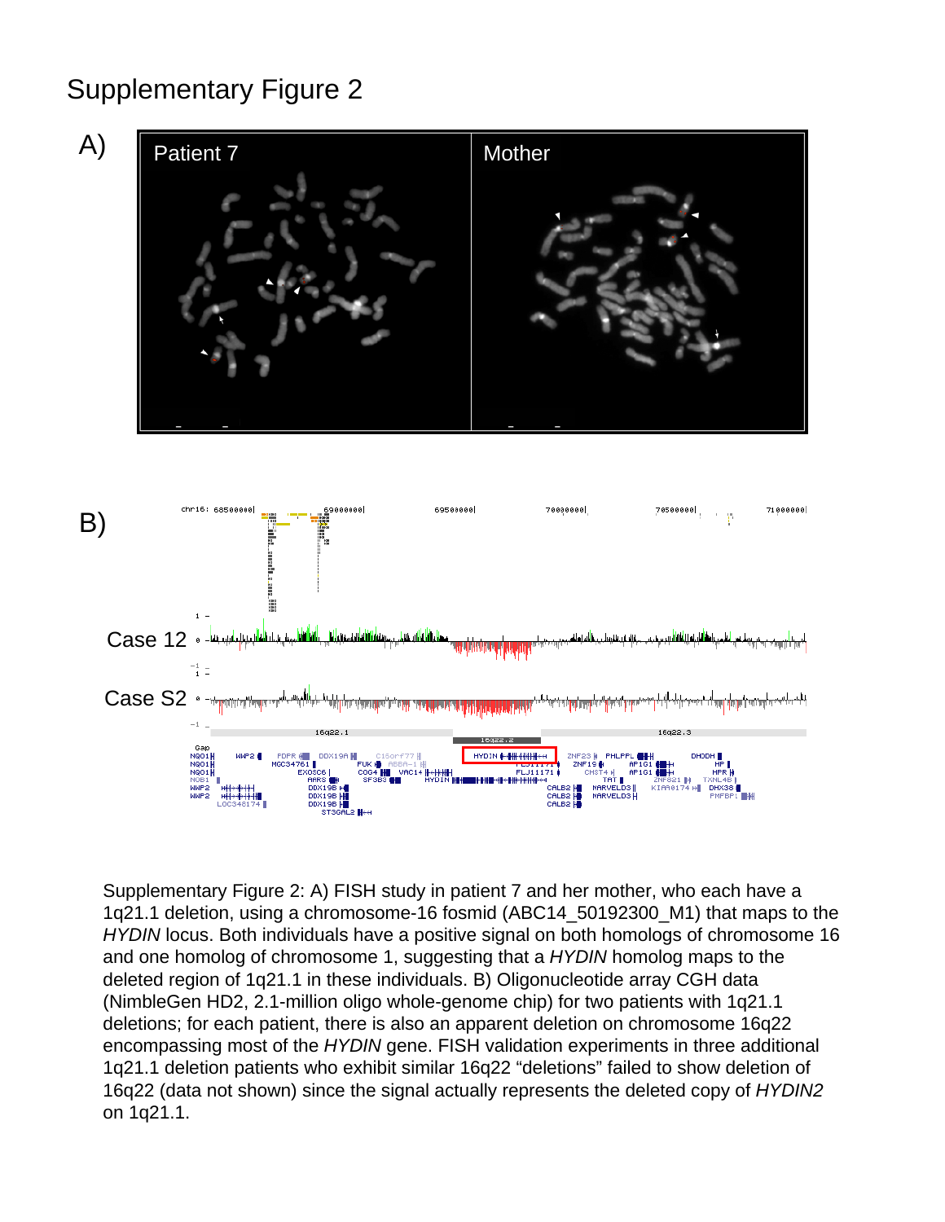# Supplementary Figure 2

A)

B)

Supplementary Figure 2: A) FISH study in patient 7 and her mother, who each have a 1q21.1 deletion, using a chromosome-16 fosmid (ABC14_50192300_M1) that maps to the *HYDIN* locus. Both individuals have a positive signal on both homologs of chromosome 16 and one homolog of chromosome 1, suggesting that a *HYDIN* homolog maps to the deleted region of 1q21.1 in these individuals. B) Oligonucleotide array CGH data (NimbleGen HD2, 2.1-million oligo whole-genome chip) for two patients with 1q21.1 deletions; for each patient, there is also an apparent deletion on chromosome 16q22 encompassing most of the *HYDIN* gene. FISH validation experiments in three additional 1q21.1 deletion patients who exhibit similar 16q22 "deletions" failed to show deletion of 16q22 (data not shown) since the signal actually represents the deleted copy of *HYDIN2* on 1q21.1.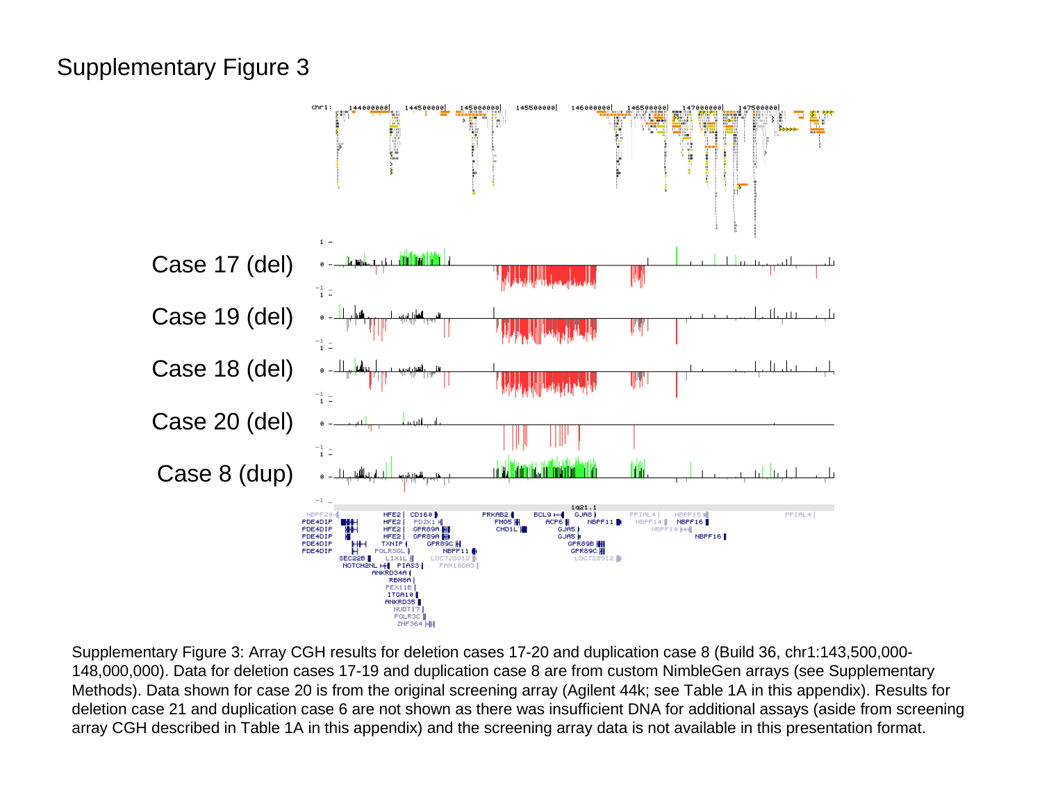# Supplementary Figure 3

Supplementary Figure 3: Array CGH results for deletion cases 17-20 and duplication case 8 (Build 36, chr1:143,500,000-148,000,000). Data for deletion cases 17-19 and duplication case 8 are from custom NimbleGen arrays (see Supplementary Methods). Data shown for case 20 is from the original screening array (Agilent 44k; see Table 1A in this appendix). Results for deletion case 21 and duplication case 6 are not shown as there was insufficient DNA for additional assays (aside from screening array CGH described in Table 1A in this appendix) and the screening array data is not available in this presentation format.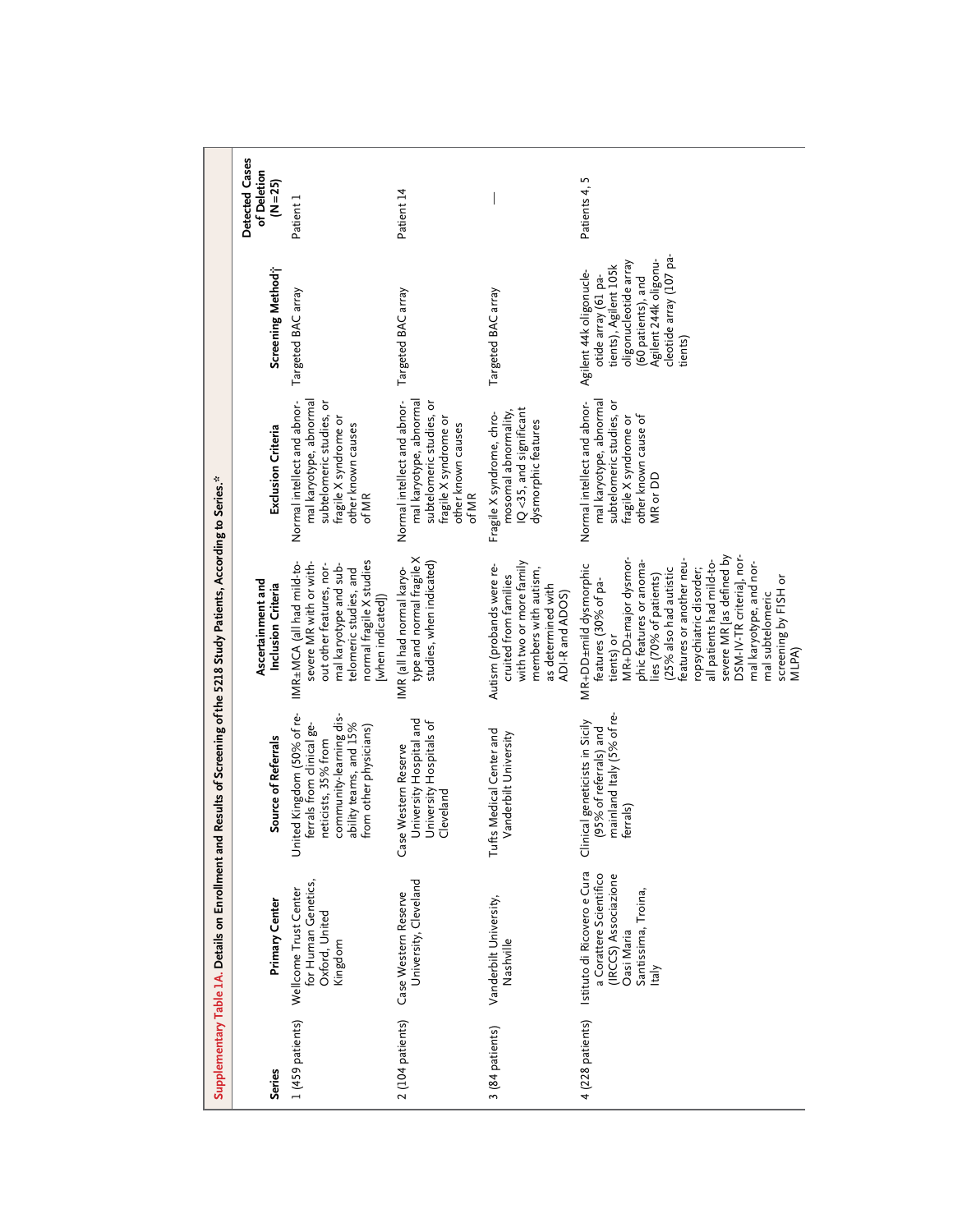**Supplementary Table 1A.** Details on Enrollment and Results of Screening of the 5218 Study Patients, According to Series.*

| Series | Primary Center | Source of Referrals | Ascertainment and Inclusion Criteria | Exclusion Criteria | Screening Method† | Detected Cases of Deletion (N=25) |
|---|---|---|---|---|---|---|
| 1 (459 patients) | Wellcome Trust Center for Human Genetics, Oxford, United Kingdom | United Kingdom (50% of referrals from clinical geneticists, 35% from community-learning disability teams, and 15% from other physicians) | IMR±MCA (all had mild-to-severe MR with or without other features, normal karyotype and subtelomeric studies, and normal fragile X studies [when indicated]) | Normal intellect and abnormal karyotype, abnormal subtelomeric studies, or fragile X syndrome or other known causes of MR | Targeted BAC array | Patient 1 |
| 2 (104 patients) | Case Western Reserve University, Cleveland | Case Western Reserve University Hospital and University Hospitals of Cleveland | IMR (all had normal karyotype and normal fragile X studies, when indicated) | Normal intellect and abnormal karyotype, abnormal subtelomeric studies, or fragile X syndrome or other known causes of MR | Targeted BAC array | Patient 14 |
| 3 (84 patients) | Vanderbilt University, Nashville | Tufts Medical Center and Vanderbilt University | Autism (probands were recruited from families with two or more family members with autism, as determined with ADI-R and ADOS) | Fragile X syndrome, chromosomal abnormality, IQ <35, and significant dysmorphic features | Targeted BAC array | — |
| 4 (228 patients) | Istituto di Ricovero e Cura a Carattere Scientifico (IRCCS) Associazione Oasi Maria Santissima, Troina, Italy | Clinical geneticists in Sicily (95% of referrals) and mainland Italy (5% of referrals) | MR+DD±mild dysmorphic features (30% of patients) or MR+DD±major dysmorphic features or anomalies (70% of patients) (25% also had autistic features or another neuropsychiatric disorder; all patients had mild-to-severe MR [as defined by DSM-IV-TR criteria], normal karyotype, and normal subtelomeric screening by FISH or MLPA) | Normal intellect and abnormal karyotype, abnormal subtelomeric studies, or fragile X syndrome or other known cause of MR or DD | Agilent 44k oligonucleotide array (61 patients), Agilent 105k oligonucleotide array (60 patients), and Agilent 244k oligonucleotide array (107 patients) | Patients 4, 5 |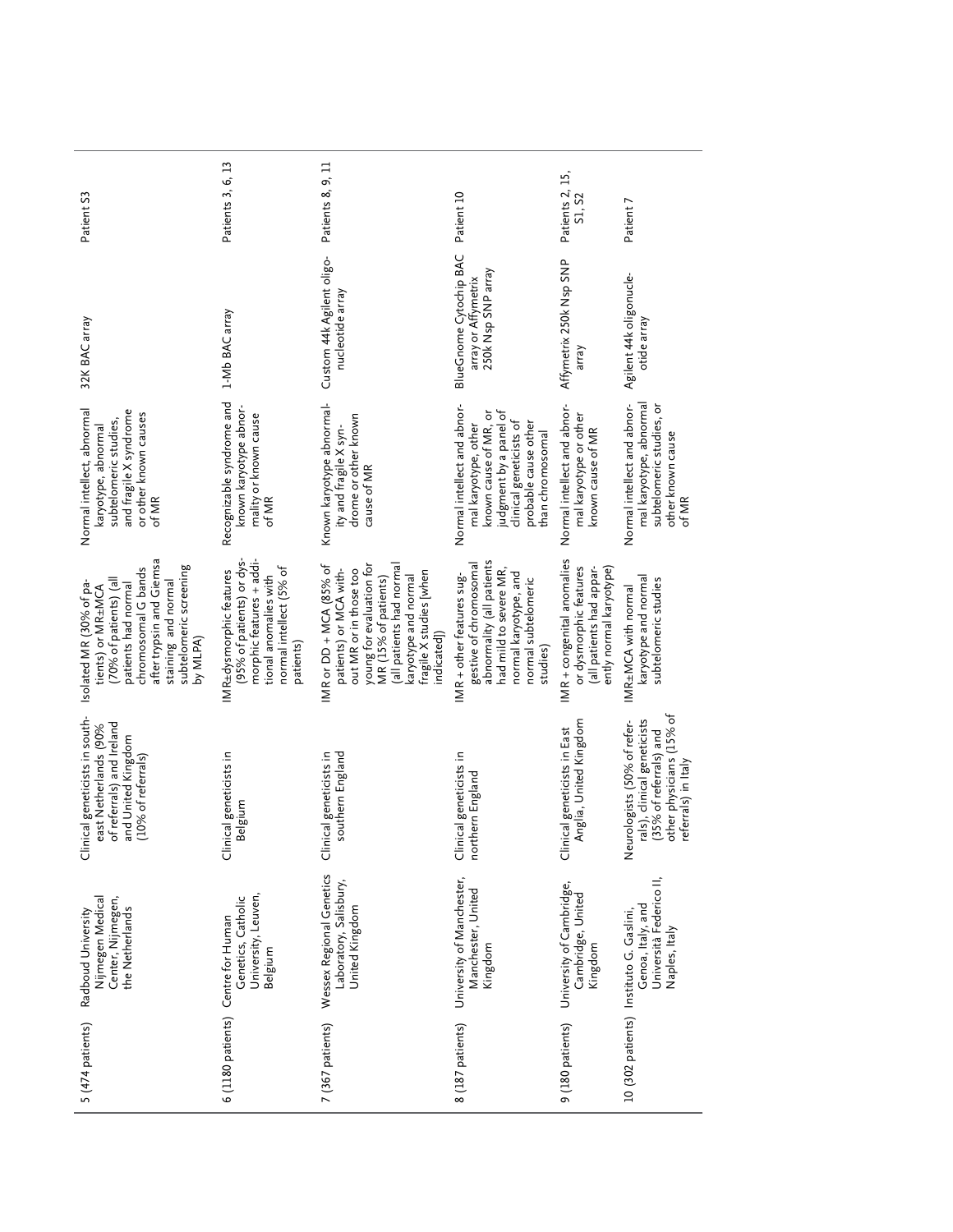| | | | | | | |
|---|---|---|---|---|---|---|
| 5 (474 patients) | Radboud University Nijmegen Medical Center, Nijmegen, the Netherlands | Clinical geneticists in southeast Netherlands (90% of referrals) and Ireland and United Kingdom (10% of referrals) | Isolated MR (30% of patients) or MR±MCA (70% of patients) (all patients had normal chromosomal G bands after trypsin and Giemsa staining and normal subtelomeric screening by MLPA) | Normal intellect, abnormal karyotype, abnormal subtelomeric studies, and fragile X syndrome or other known causes of MR | 32K BAC array | Patient S3 |
| 6 (1180 patients) | Centre for Human Genetics, Catholic University, Leuven, Belgium | Clinical geneticists in Belgium | IMR±dysmorphic features (95% of patients) or dysmorphic features + additional anomalies with normal intellect (5% of patients) | Recognizable syndrome and known karyotype abnormality or known cause of MR | 1-Mb BAC array | Patients 3, 6, 13 |
| 7 (367 patients) | Wessex Regional Genetics Laboratory, Salisbury, United Kingdom | Clinical geneticists in southern England | IMR or DD + MCA (85% of patients) or MCA without MR or in those too young for evaluation for MR (15% of patients) (all patients had normal karyotype and normal fragile X studies [when indicated]) | Known karyotype abnormality and fragile X syndrome or other known cause of MR | Custom 44k Agilent oligonucleotide array | Patients 8, 9, 11 |
| 8 (187 patients) | University of Manchester, Manchester, United Kingdom | Clinical geneticists in northern England | IMR + other features suggestive of chromosomal abnormality (all patients had mild to severe MR, normal karyotype, and normal subtelomeric studies) | Normal intellect and abnormal karyotype, other known cause of MR, or judgment by a panel of clinical geneticists of probable cause other than chromosomal | BlueGnome Cytochip BAC array or Affymetrix 250k Nsp SNP array | Patient 10 |
| 9 (180 patients) | University of Cambridge, Cambridge, United Kingdom | Clinical geneticists in East Anglia, United Kingdom | IMR + congenital anomalies or dysmorphic features (all patients had apparently normal karyotype) | Normal intellect and abnormal karyotype or other known cause of MR | Affymetrix 250k Nsp SNP array | Patients 2, 15, S1, S2 |
| 10 (302 patients) | Instituto G. Gaslini, Genoa, Italy, and Università Federico II, Naples, Italy | Neurologists (50% of referrals), clinical geneticists (35% of referrals) and other physicians (15% of referrals) in Italy | IMR±MCA with normal karyotype and normal subtelomeric studies | Normal intellect and abnormal karyotype, abnormal subtelomeric studies, or other known cause of MR | Agilent 44k oligonucleotide array | Patient 7 |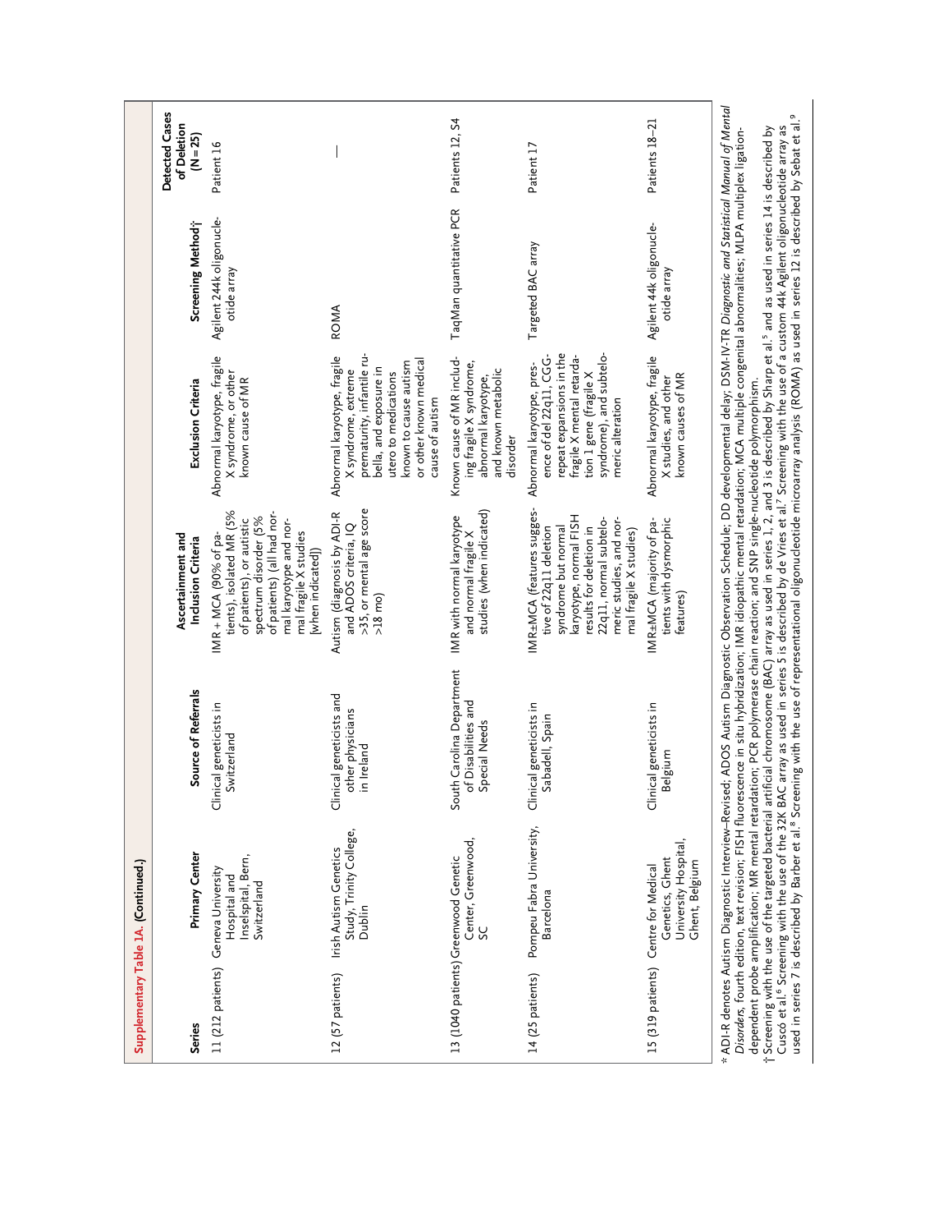**Supplementary Table 1A. (Continued.)**

| Series | Primary Center | Source of Referrals | Ascertainment and Inclusion Criteria | Exclusion Criteria | Screening Method† | Detected Cases of Deletion (N=25) |
|---|---|---|---|---|---|---|
| 11 (212 patients) | Geneva University Hospital and Inselspital, Bern, Switzerland | Clinical geneticists in Switzerland | IMR + MCA (90% of patients), isolated MR (5% of patients), or autistic spectrum disorder (5% of patients) (all had normal karyotype and normal fragile X studies [when indicated]) | Abnormal karyotype, fragile X syndrome, or other known cause of MR | Agilent 244k oligonucleotide array | Patient 16 |
| 12 (57 patients) | Irish Autism Genetics Study, Trinity College, Dublin | Clinical geneticists and other physicians in Ireland | Autism (diagnosis by ADI-R and ADOS criteria, IQ >35, or mental age score >18 mo) | Abnormal karyotype, fragile X syndrome, extreme prematurity, infantile rubella, and exposure in utero to medications known to cause autism or other known medical cause of autism | ROMA | — |
| 13 (1040 patients) | Greenwood Genetic Center, Greenwood, SC | South Carolina Department of Disabilities and Special Needs | IMR with normal karyotype and normal fragile X studies (when indicated) | Known cause of MR including fragile X syndrome, abnormal karyotype, and known metabolic disorder | TaqMan quantitative PCR | Patients 12, S4 |
| 14 (25 patients) | Pompeu Fabra University, Barcelona | Clinical geneticists in Sabadell, Spain | IMR±MCA (features suggestive of 22q11 deletion syndrome but normal karyotype, normal FISH results for deletion in 22q11, normal subtelomeric studies, and normal fragile X studies) | Abnormal karyotype, presence of del 22q11, CGG-repeat expansions in the fragile X mental retardation 1 gene (fragile X syndrome), and subtelomeric alteration | Targeted BAC array | Patient 17 |
| 15 (319 patients) | Centre for Medical Genetics, Ghent University Hospital, Ghent, Belgium | Clinical geneticists in Belgium | IMR±MCA (majority of patients with dysmorphic features) | Abnormal karyotype, fragile X studies, and other known causes of MR | Agilent 44k oligonucleotide array | Patients 18–21 |

\* ADI-R denotes Autism Diagnostic Interview–Revised; ADOS Autism Diagnostic Observation Schedule; DD developmental delay; DSM-IV-TR *Diagnostic and Statistical Manual of Mental Disorders*, fourth edition, text revision; FISH fluorescence in situ hybridization; IMR idiopathic mental retardation; MCA multiple congenital abnormalities; MLPA multiplex ligation-dependent probe amplification; MR mental retardation; PCR polymerase chain reaction; and SNP single-nucleotide polymorphism.

† Screening with the use of the targeted bacterial artificial chromosome (BAC) array as used in series 1, 2, and 3 is described by Sharp et al.[5] and as used in series 14 is described by Cuscó et al.[6] Screening with the use of the 32K BAC array as used in series 5 is described by de Vries et al.[7] Screening with the use of a custom 44k Agilent oligonucleotide array as used in series 7 is described by Barber et al.[8] Screening with the use of representational oligonucleotide microarray analysis (ROMA) as used in series 12 is described by Sebat et al.[9]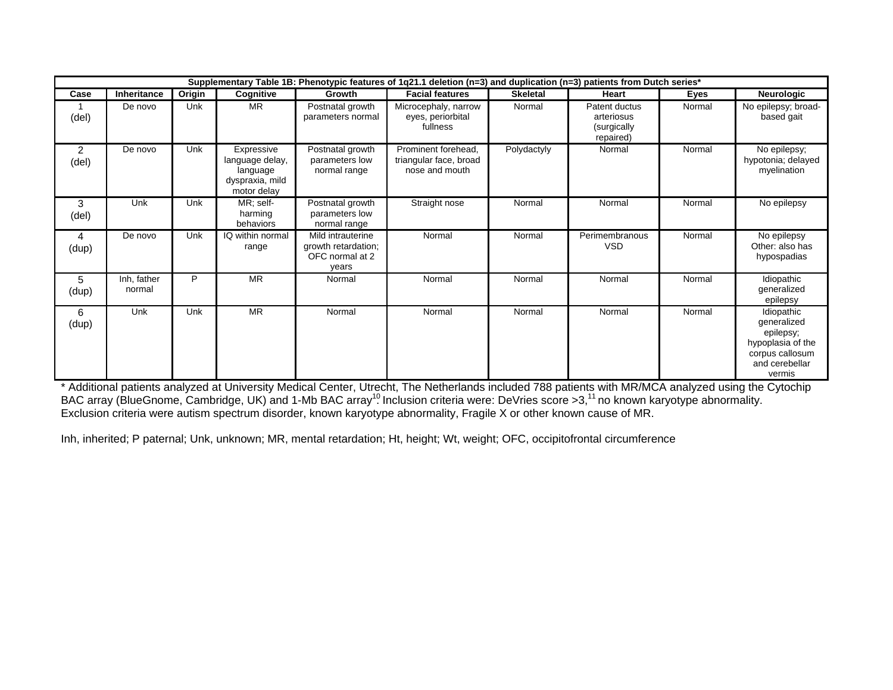| Supplementary Table 1B: Phenotypic features of 1q21.1 deletion (n=3) and duplication (n=3) patients from Dutch series* | | | | | | | | | |
|---|---|---|---|---|---|---|---|---|---|
| **Case** | **Inheritance** | **Origin** | **Cognitive** | **Growth** | **Facial features** | **Skeletal** | **Heart** | **Eyes** | **Neurologic** |
| 1 (del) | De novo | Unk | MR | Postnatal growth parameters normal | Microcephaly, narrow eyes, periorbital fullness | Normal | Patent ductus arteriosus (surgically repaired) | Normal | No epilepsy; broad-based gait |
| 2 (del) | De novo | Unk | Expressive language delay, language dyspraxia, mild motor delay | Postnatal growth parameters low normal range | Prominent forehead, triangular face, broad nose and mouth | Polydactyly | Normal | Normal | No epilepsy; hypotonia; delayed myelination |
| 3 (del) | Unk | Unk | MR; self-harming behaviors | Postnatal growth parameters low normal range | Straight nose | Normal | Normal | Normal | No epilepsy |
| 4 (dup) | De novo | Unk | IQ within normal range | Mild intrauterine growth retardation; OFC normal at 2 years | Normal | Normal | Perimembranous VSD | Normal | No epilepsy Other: also has hypospadias |
| 5 (dup) | Inh, father normal | P | MR | Normal | Normal | Normal | Normal | Normal | Idiopathic generalized epilepsy |
| 6 (dup) | Unk | Unk | MR | Normal | Normal | Normal | Normal | Normal | Idiopathic generalized epilepsy; hypoplasia of the corpus callosum and cerebellar vermis |

* Additional patients analyzed at University Medical Center, Utrecht, The Netherlands included 788 patients with MR/MCA analyzed using the Cytochip BAC array (BlueGnome, Cambridge, UK) and 1-Mb BAC array[10]. Inclusion criteria were: DeVries score >3,[11] no known karyotype abnormality. Exclusion criteria were autism spectrum disorder, known karyotype abnormality, Fragile X or other known cause of MR.

Inh, inherited; P paternal; Unk, unknown; MR, mental retardation; Ht, height; Wt, weight; OFC, occipitofrontal circumference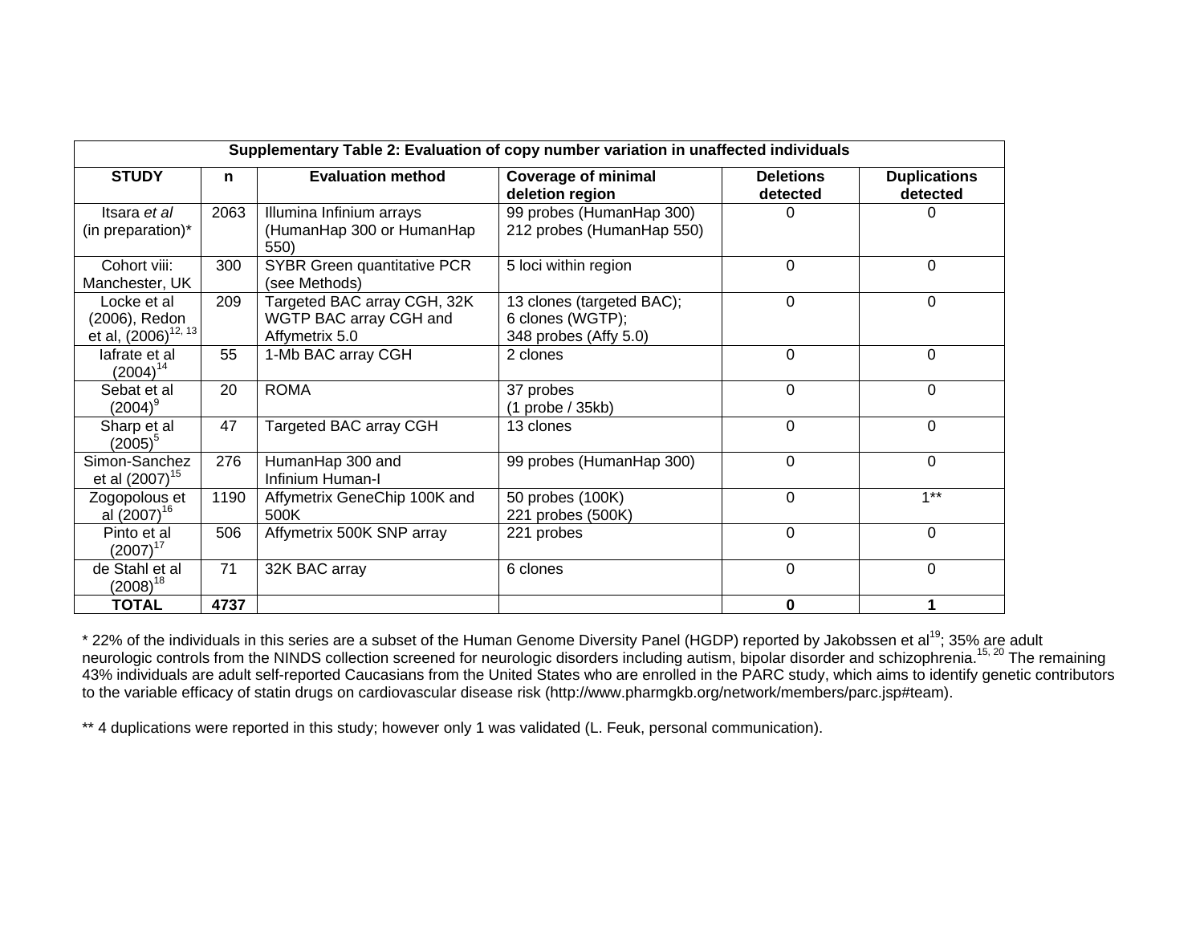**Supplementary Table 2: Evaluation of copy number variation in unaffected individuals**

| STUDY | n | Evaluation method | Coverage of minimal deletion region | Deletions detected | Duplications detected |
|---|---|---|---|---|---|
| Itsara *et al* (in preparation)* | 2063 | Illumina Infinium arrays (HumanHap 300 or HumanHap 550) | 99 probes (HumanHap 300) 212 probes (HumanHap 550) | 0 | 0 |
| Cohort viii: Manchester, UK | 300 | SYBR Green quantitative PCR (see Methods) | 5 loci within region | 0 | 0 |
| Locke et al (2006), Redon et al, (2006)[12, 13] | 209 | Targeted BAC array CGH, 32K WGTP BAC array CGH and Affymetrix 5.0 | 13 clones (targeted BAC); 6 clones (WGTP); 348 probes (Affy 5.0) | 0 | 0 |
| Iafrate et al (2004)[14] | 55 | 1-Mb BAC array CGH | 2 clones | 0 | 0 |
| Sebat et al (2004)[9] | 20 | ROMA | 37 probes (1 probe / 35kb) | 0 | 0 |
| Sharp et al (2005)[5] | 47 | Targeted BAC array CGH | 13 clones | 0 | 0 |
| Simon-Sanchez et al (2007)[15] | 276 | HumanHap 300 and Infinium Human-I | 99 probes (HumanHap 300) | 0 | 0 |
| Zogopolous et al (2007)[16] | 1190 | Affymetrix GeneChip 100K and 500K | 50 probes (100K) 221 probes (500K) | 0 | 1** |
| Pinto et al (2007)[17] | 506 | Affymetrix 500K SNP array | 221 probes | 0 | 0 |
| de Stahl et al (2008)[18] | 71 | 32K BAC array | 6 clones | 0 | 0 |
| **TOTAL** | **4737** | | | **0** | **1** |

* 22% of the individuals in this series are a subset of the Human Genome Diversity Panel (HGDP) reported by Jakobssen et al[19]; 35% are adult neurologic controls from the NINDS collection screened for neurologic disorders including autism, bipolar disorder and schizophrenia.[15, 20] The remaining 43% individuals are adult self-reported Caucasians from the United States who are enrolled in the PARC study, which aims to identify genetic contributors to the variable efficacy of statin drugs on cardiovascular disease risk (http://www.pharmgkb.org/network/members/parc.jsp#team).

** 4 duplications were reported in this study; however only 1 was validated (L. Feuk, personal communication).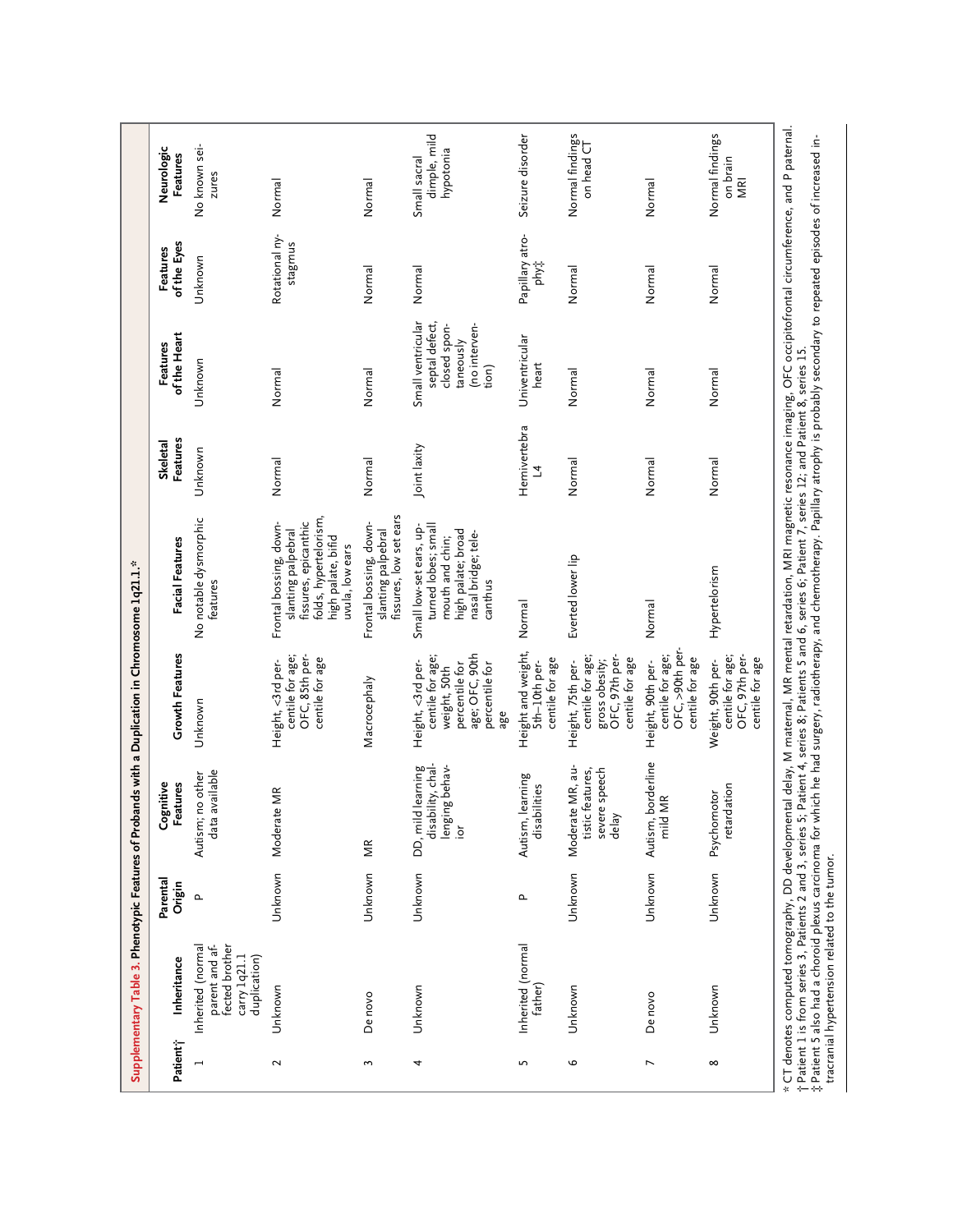**Supplementary Table 3. Phenotypic Features of Probands with a Duplication in Chromosome 1q21.1.***

| Patient† | Inheritance | Parental Origin | Cognitive Features | Growth Features | Facial Features | Skeletal Features | Features of the Heart | Features of the Eyes | Neurologic Features |
|---|---|---|---|---|---|---|---|---|---|
| 1 | Inherited (normal parent and affected brother carry 1q21.1 duplication) | P | Autism; no other data available | Unknown | No notable dysmorphic features | Unknown | Unknown | Unknown | No known seizures |
| 2 | Unknown | Unknown | Moderate MR | Height, <3rd percentile for age; OFC, 85th percentile for age | Frontal bossing, down-slanting palpebral fissures, epicanthic folds, hypertelorism, high palate, bifid uvula, low ears | Normal | Normal | Rotational nystagmus | Normal |
| 3 | De novo | Unknown | MR | Macrocephaly | Frontal bossing, down-slanting palpebral fissures, low set ears | Normal | Normal | Normal | Normal |
| 4 | Unknown | Unknown | DD, mild learning disability, challenging behavior | Height, <3rd percentile for age; weight, 50th percentile for age; OFC, 90th percentile for age | Small low-set ears, up-turned lobes; small mouth and chin; high palate; broad nasal bridge; telecanthus | Joint laxity | Small ventricular septal defect, closed spontaneously (no intervention) | Normal | Small sacral dimple, mild hypotonia |
| 5 | Inherited (normal father) | P | Autism, learning disabilities | Height and weight, 5th–10th percentile for age | Normal | Hemivertebra L4 | Univentricular heart | Papillary atrophy‡ | Seizure disorder |
| 6 | Unknown | Unknown | Moderate MR, autistic features, severe speech delay | Height, 75th percentile for age; gross obesity; OFC, 97th percentile for age | Everted lower lip | Normal | Normal | Normal | Normal findings on head CT |
| 7 | De novo | Unknown | Autism, borderline mild MR | Height, 90th percentile for age; OFC, >90th percentile for age | Normal | Normal | Normal | Normal | Normal |
| 8 | Unknown | Unknown | Psychomotor retardation | Weight, 90th percentile for age; OFC, 97th percentile for age | Hypertelorism | Normal | Normal | Normal | Normal findings on brain MRI |

\* CT denotes computed tomography, DD developmental delay, M maternal, MR mental retardation, MRI magnetic resonance imaging, OFC occipitofrontal circumference, and P paternal.
† Patient 1 is from series 3, Patients 2 and 3, series 5; Patient 4, series 8; Patients 5 and 6, series 6; Patient 7, series 12; and Patient 8, series 15.
‡ Patient 5 also had a choroid plexus carcinoma for which he had surgery, radiotherapy, and chemotherapy. Papillary atrophy is probably secondary to repeated episodes of increased intracranial hypertension related to the tumor.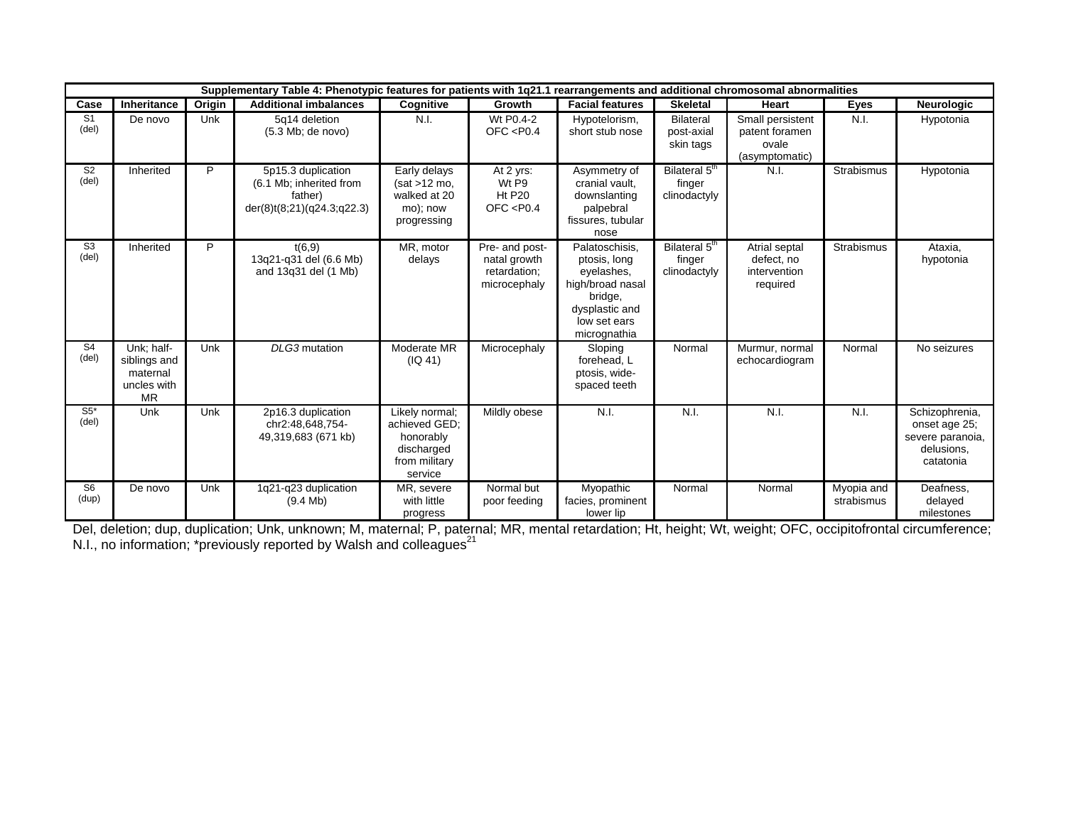**Supplementary Table 4: Phenotypic features for patients with 1q21.1 rearrangements and additional chromosomal abnormalities**

| Case | Inheritance | Origin | Additional imbalances | Cognitive | Growth | Facial features | Skeletal | Heart | Eyes | Neurologic |
|---|---|---|---|---|---|---|---|---|---|---|
| S1 (del) | De novo | Unk | 5q14 deletion (5.3 Mb; de novo) | N.I. | Wt P0.4-2 OFC <P0.4 | Hypotelorism, short stub nose | Bilateral post-axial skin tags | Small persistent patent foramen ovale (asymptomatic) | N.I. | Hypotonia |
| S2 (del) | Inherited | P | 5p15.3 duplication (6.1 Mb; inherited from father) der(8)t(8;21)(q24.3;q22.3) | Early delays (sat >12 mo, walked at 20 mo); now progressing | At 2 yrs: Wt P9 Ht P20 OFC <P0.4 | Asymmetry of cranial vault, downslanting palpebral fissures, tubular nose | Bilateral 5$^{th}$ finger clinodactyly | N.I. | Strabismus | Hypotonia |
| S3 (del) | Inherited | P | t(6,9) 13q21-q31 del (6.6 Mb) and 13q31 del (1 Mb) | MR, motor delays | Pre- and post-natal growth retardation; microcephaly | Palatoschisis, ptosis, long eyelashes, high/broad nasal bridge, dysplastic and low set ears micrognathia | Bilateral 5$^{th}$ finger clinodactyly | Atrial septal defect, no intervention required | Strabismus | Ataxia, hypotonia |
| S4 (del) | Unk; half-siblings and maternal uncles with MR | Unk | *DLG3* mutation | Moderate MR (IQ 41) | Microcephaly | Sloping forehead, L ptosis, wide-spaced teeth | Normal | Murmur, normal echocardiogram | Normal | No seizures |
| S5* (del) | Unk | Unk | 2p16.3 duplication chr2:48,648,754-49,319,683 (671 kb) | Likely normal; achieved GED; honorably discharged from military service | Mildly obese | N.I. | N.I. | N.I. | N.I. | Schizophrenia, onset age 25; severe paranoia, delusions, catatonia |
| S6 (dup) | De novo | Unk | 1q21-q23 duplication (9.4 Mb) | MR, severe with little progress | Normal but poor feeding | Myopathic facies, prominent lower lip | Normal | Normal | Myopia and strabismus | Deafness, delayed milestones |

Del, deletion; dup, duplication; Unk, unknown; M, maternal; P, paternal; MR, mental retardation; Ht, height; Wt, weight; OFC, occipitofrontal circumference; N.I., no information; *previously reported by Walsh and colleagues[21]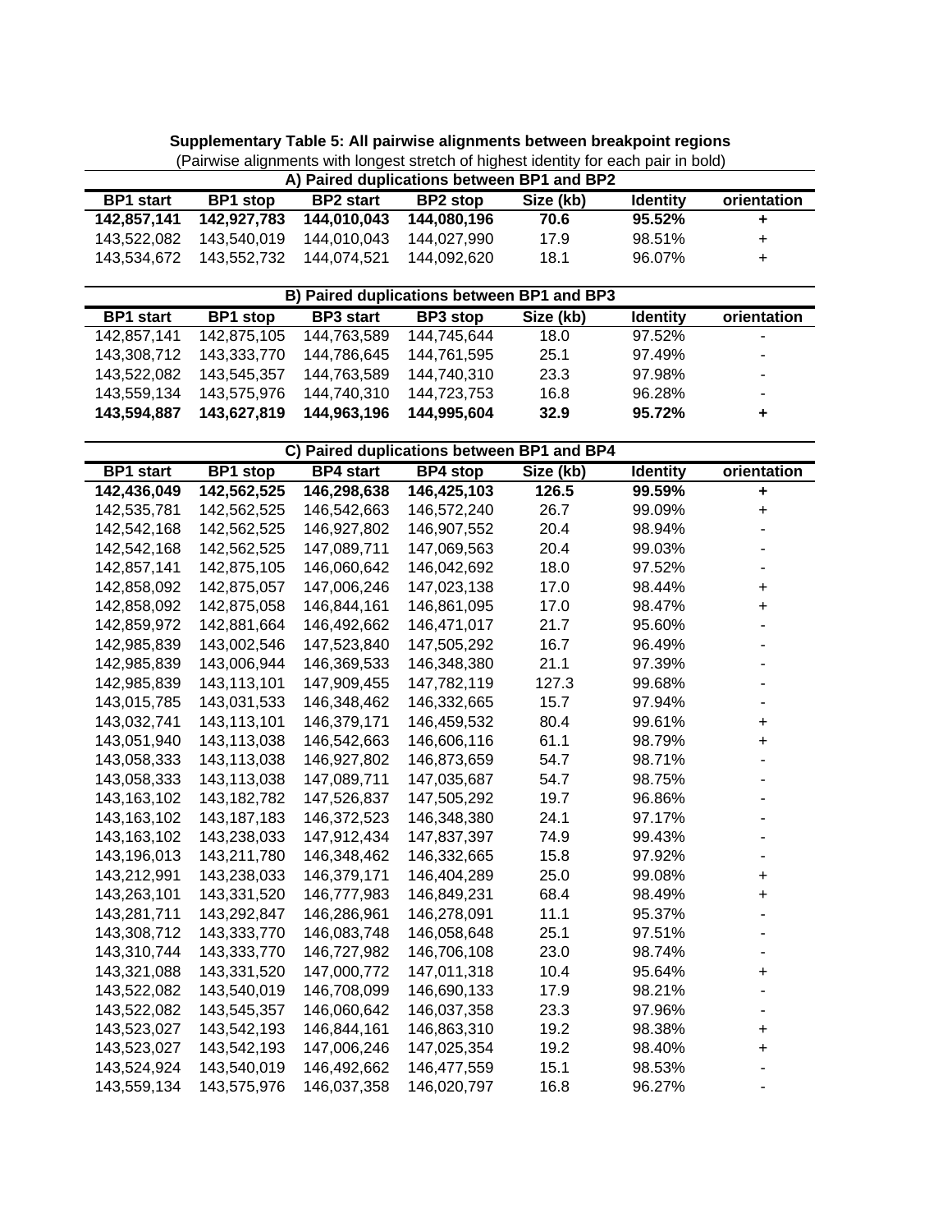**Supplementary Table 5: All pairwise alignments between breakpoint regions**

(Pairwise alignments with longest stretch of highest identity for each pair in bold)

**A) Paired duplications between BP1 and BP2**

| BP1 start | BP1 stop | BP2 start | BP2 stop | Size (kb) | Identity | orientation |
|---|---|---|---|---|---|---|
| **142,857,141** | **142,927,783** | **144,010,043** | **144,080,196** | **70.6** | **95.52%** | **+** |
| 143,522,082 | 143,540,019 | 144,010,043 | 144,027,990 | 17.9 | 98.51% | + |
| 143,534,672 | 143,552,732 | 144,074,521 | 144,092,620 | 18.1 | 96.07% | + |

**B) Paired duplications between BP1 and BP3**

| BP1 start | BP1 stop | BP3 start | BP3 stop | Size (kb) | Identity | orientation |
|---|---|---|---|---|---|---|
| 142,857,141 | 142,875,105 | 144,763,589 | 144,745,644 | 18.0 | 97.52% | - |
| 143,308,712 | 143,333,770 | 144,786,645 | 144,761,595 | 25.1 | 97.49% | - |
| 143,522,082 | 143,545,357 | 144,763,589 | 144,740,310 | 23.3 | 97.98% | - |
| 143,559,134 | 143,575,976 | 144,740,310 | 144,723,753 | 16.8 | 96.28% | - |
| **143,594,887** | **143,627,819** | **144,963,196** | **144,995,604** | **32.9** | **95.72%** | **+** |

**C) Paired duplications between BP1 and BP4**

| BP1 start | BP1 stop | BP4 start | BP4 stop | Size (kb) | Identity | orientation |
|---|---|---|---|---|---|---|
| **142,436,049** | **142,562,525** | **146,298,638** | **146,425,103** | **126.5** | **99.59%** | **+** |
| 142,535,781 | 142,562,525 | 146,542,663 | 146,572,240 | 26.7 | 99.09% | + |
| 142,542,168 | 142,562,525 | 146,927,802 | 146,907,552 | 20.4 | 98.94% | - |
| 142,542,168 | 142,562,525 | 147,089,711 | 147,069,563 | 20.4 | 99.03% | - |
| 142,857,141 | 142,875,105 | 146,060,642 | 146,042,692 | 18.0 | 97.52% | - |
| 142,858,092 | 142,875,057 | 147,006,246 | 147,023,138 | 17.0 | 98.44% | + |
| 142,858,092 | 142,875,058 | 146,844,161 | 146,861,095 | 17.0 | 98.47% | + |
| 142,859,972 | 142,881,664 | 146,492,662 | 146,471,017 | 21.7 | 95.60% | - |
| 142,985,839 | 143,002,546 | 147,523,840 | 147,505,292 | 16.7 | 96.49% | - |
| 142,985,839 | 143,006,944 | 146,369,533 | 146,348,380 | 21.1 | 97.39% | - |
| 142,985,839 | 143,113,101 | 147,909,455 | 147,782,119 | 127.3 | 99.68% | - |
| 143,015,785 | 143,031,533 | 146,348,462 | 146,332,665 | 15.7 | 97.94% | - |
| 143,032,741 | 143,113,101 | 146,379,171 | 146,459,532 | 80.4 | 99.61% | + |
| 143,051,940 | 143,113,038 | 146,542,663 | 146,606,116 | 61.1 | 98.79% | + |
| 143,058,333 | 143,113,038 | 146,927,802 | 146,873,659 | 54.7 | 98.71% | - |
| 143,058,333 | 143,113,038 | 147,089,711 | 147,035,687 | 54.7 | 98.75% | - |
| 143,163,102 | 143,182,782 | 147,526,837 | 147,505,292 | 19.7 | 96.86% | - |
| 143,163,102 | 143,187,183 | 146,372,523 | 146,348,380 | 24.1 | 97.17% | - |
| 143,163,102 | 143,238,033 | 147,912,434 | 147,837,397 | 74.9 | 99.43% | - |
| 143,196,013 | 143,211,780 | 146,348,462 | 146,332,665 | 15.8 | 97.92% | - |
| 143,212,991 | 143,238,033 | 146,379,171 | 146,404,289 | 25.0 | 99.08% | + |
| 143,263,101 | 143,331,520 | 146,777,983 | 146,849,231 | 68.4 | 98.49% | + |
| 143,281,711 | 143,292,847 | 146,286,961 | 146,278,091 | 11.1 | 95.37% | - |
| 143,308,712 | 143,333,770 | 146,083,748 | 146,058,648 | 25.1 | 97.51% | - |
| 143,310,744 | 143,333,770 | 146,727,982 | 146,706,108 | 23.0 | 98.74% | - |
| 143,321,088 | 143,331,520 | 147,000,772 | 147,011,318 | 10.4 | 95.64% | + |
| 143,522,082 | 143,540,019 | 146,708,099 | 146,690,133 | 17.9 | 98.21% | - |
| 143,522,082 | 143,545,357 | 146,060,642 | 146,037,358 | 23.3 | 97.96% | - |
| 143,523,027 | 143,542,193 | 146,844,161 | 146,863,310 | 19.2 | 98.38% | + |
| 143,523,027 | 143,542,193 | 147,006,246 | 147,025,354 | 19.2 | 98.40% | + |
| 143,524,924 | 143,540,019 | 146,492,662 | 146,477,559 | 15.1 | 98.53% | - |
| 143,559,134 | 143,575,976 | 146,037,358 | 146,020,797 | 16.8 | 96.27% | - |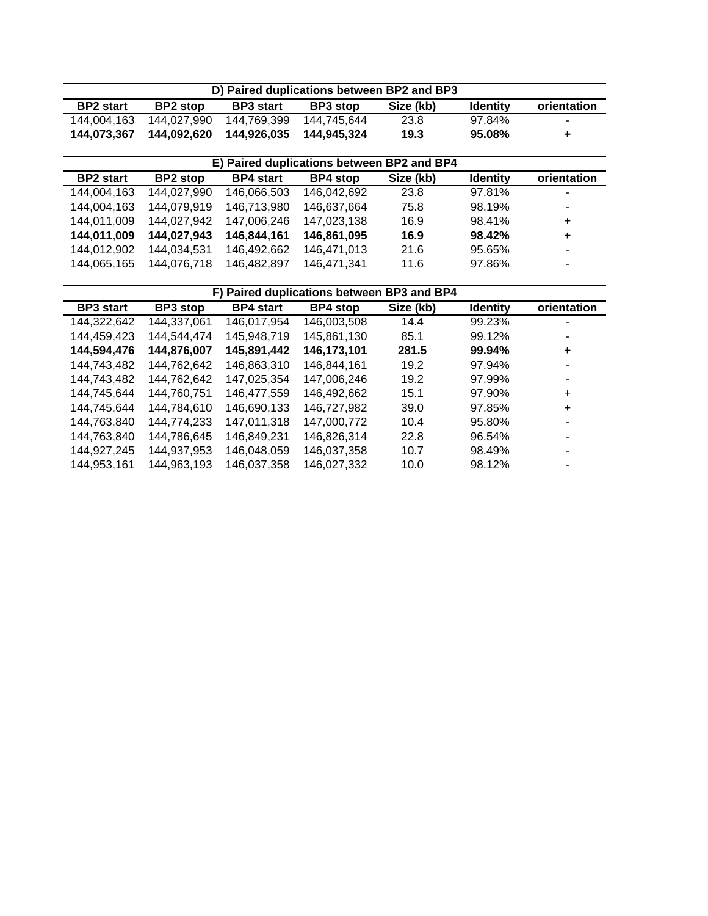**D) Paired duplications between BP2 and BP3**

| BP2 start | BP2 stop | BP3 start | BP3 stop | Size (kb) | Identity | orientation |
|---|---|---|---|---|---|---|
| 144,004,163 | 144,027,990 | 144,769,399 | 144,745,644 | 23.8 | 97.84% | - |
| **144,073,367** | **144,092,620** | **144,926,035** | **144,945,324** | **19.3** | **95.08%** | **+** |

**E) Paired duplications between BP2 and BP4**

| BP2 start | BP2 stop | BP4 start | BP4 stop | Size (kb) | Identity | orientation |
|---|---|---|---|---|---|---|
| 144,004,163 | 144,027,990 | 146,066,503 | 146,042,692 | 23.8 | 97.81% | - |
| 144,004,163 | 144,079,919 | 146,713,980 | 146,637,664 | 75.8 | 98.19% | - |
| 144,011,009 | 144,027,942 | 147,006,246 | 147,023,138 | 16.9 | 98.41% | + |
| **144,011,009** | **144,027,943** | **146,844,161** | **146,861,095** | **16.9** | **98.42%** | **+** |
| 144,012,902 | 144,034,531 | 146,492,662 | 146,471,013 | 21.6 | 95.65% | - |
| 144,065,165 | 144,076,718 | 146,482,897 | 146,471,341 | 11.6 | 97.86% | - |

**F) Paired duplications between BP3 and BP4**

| BP3 start | BP3 stop | BP4 start | BP4 stop | Size (kb) | Identity | orientation |
|---|---|---|---|---|---|---|
| 144,322,642 | 144,337,061 | 146,017,954 | 146,003,508 | 14.4 | 99.23% | - |
| 144,459,423 | 144,544,474 | 145,948,719 | 145,861,130 | 85.1 | 99.12% | - |
| **144,594,476** | **144,876,007** | **145,891,442** | **146,173,101** | **281.5** | **99.94%** | **+** |
| 144,743,482 | 144,762,642 | 146,863,310 | 146,844,161 | 19.2 | 97.94% | - |
| 144,743,482 | 144,762,642 | 147,025,354 | 147,006,246 | 19.2 | 97.99% | - |
| 144,745,644 | 144,760,751 | 146,477,559 | 146,492,662 | 15.1 | 97.90% | + |
| 144,745,644 | 144,784,610 | 146,690,133 | 146,727,982 | 39.0 | 97.85% | + |
| 144,763,840 | 144,774,233 | 147,011,318 | 147,000,772 | 10.4 | 95.80% | - |
| 144,763,840 | 144,786,645 | 146,849,231 | 146,826,314 | 22.8 | 96.54% | - |
| 144,927,245 | 144,937,953 | 146,048,059 | 146,037,358 | 10.7 | 98.49% | - |
| 144,953,161 | 144,963,193 | 146,037,358 | 146,027,332 | 10.0 | 98.12% | - |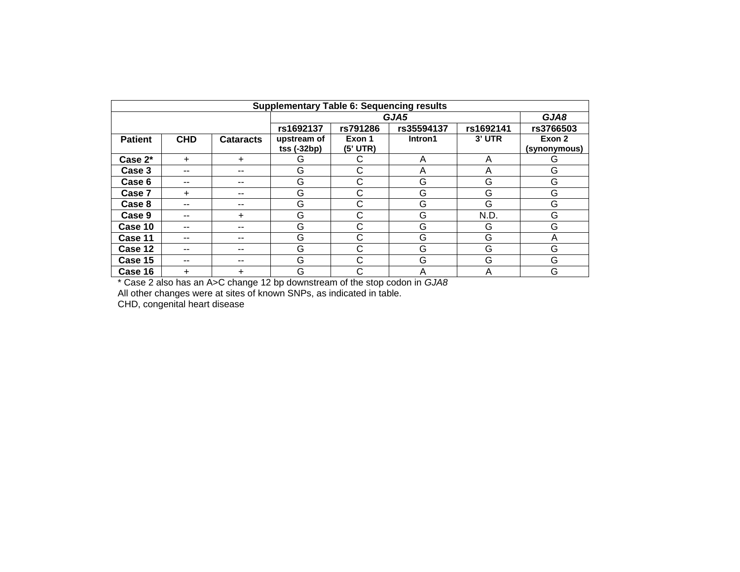| Supplementary Table 6: Sequencing results | | | | | | | |
|---|---|---|---|---|---|---|---|
| | | | *GJA5* | | | | *GJA8* |
| | | | rs1692137 | rs791286 | rs35594137 | rs1692141 | rs3766503 |
| **Patient** | **CHD** | **Cataracts** | upstream of tss (-32bp) | Exon 1 (5' UTR) | Intron1 | 3' UTR | Exon 2 (synonymous) |
| **Case 2*** | + | + | G | C | A | A | G |
| **Case 3** | -- | -- | G | C | A | A | G |
| **Case 6** | -- | -- | G | C | G | G | G |
| **Case 7** | + | -- | G | C | G | G | G |
| **Case 8** | -- | -- | G | C | G | G | G |
| **Case 9** | -- | + | G | C | G | N.D. | G |
| **Case 10** | -- | -- | G | C | G | G | G |
| **Case 11** | -- | -- | G | C | G | G | A |
| **Case 12** | -- | -- | G | C | G | G | G |
| **Case 15** | -- | -- | G | C | G | G | G |
| **Case 16** | + | + | G | C | A | A | G |

* Case 2 also has an A>C change 12 bp downstream of the stop codon in *GJA8*

All other changes were at sites of known SNPs, as indicated in table.

CHD, congenital heart disease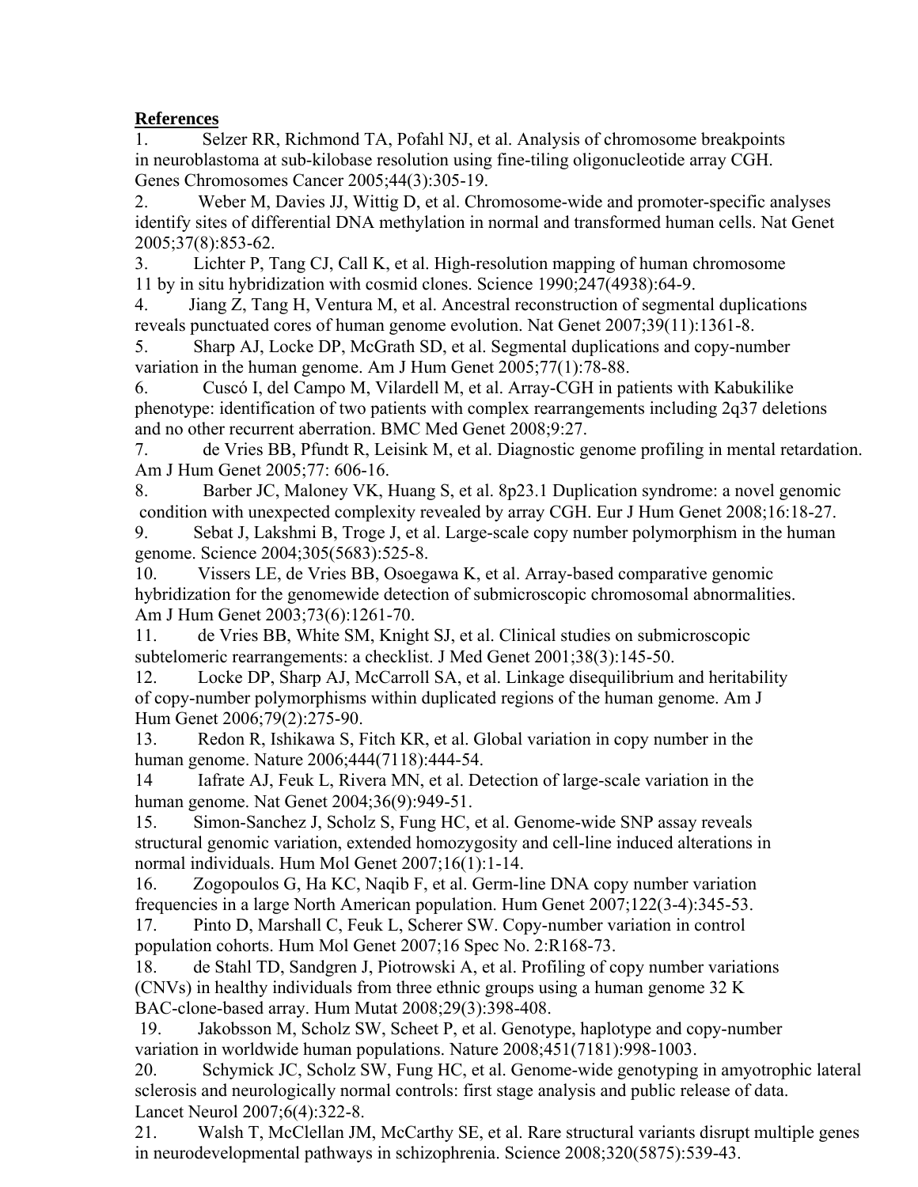**References**

1. Selzer RR, Richmond TA, Pofahl NJ, et al. Analysis of chromosome breakpoints in neuroblastoma at sub-kilobase resolution using fine-tiling oligonucleotide array CGH. Genes Chromosomes Cancer 2005;44(3):305-19.
2. Weber M, Davies JJ, Wittig D, et al. Chromosome-wide and promoter-specific analyses identify sites of differential DNA methylation in normal and transformed human cells. Nat Genet 2005;37(8):853-62.
3. Lichter P, Tang CJ, Call K, et al. High-resolution mapping of human chromosome 11 by in situ hybridization with cosmid clones. Science 1990;247(4938):64-9.
4. Jiang Z, Tang H, Ventura M, et al. Ancestral reconstruction of segmental duplications reveals punctuated cores of human genome evolution. Nat Genet 2007;39(11):1361-8.
5. Sharp AJ, Locke DP, McGrath SD, et al. Segmental duplications and copy-number variation in the human genome. Am J Hum Genet 2005;77(1):78-88.
6. Cuscó I, del Campo M, Vilardell M, et al. Array-CGH in patients with Kabukilike phenotype: identification of two patients with complex rearrangements including 2q37 deletions and no other recurrent aberration. BMC Med Genet 2008;9:27.
7. de Vries BB, Pfundt R, Leisink M, et al. Diagnostic genome profiling in mental retardation. Am J Hum Genet 2005;77: 606-16.
8. Barber JC, Maloney VK, Huang S, et al. 8p23.1 Duplication syndrome: a novel genomic condition with unexpected complexity revealed by array CGH. Eur J Hum Genet 2008;16:18-27.
9. Sebat J, Lakshmi B, Troge J, et al. Large-scale copy number polymorphism in the human genome. Science 2004;305(5683):525-8.
10. Vissers LE, de Vries BB, Osoegawa K, et al. Array-based comparative genomic hybridization for the genomewide detection of submicroscopic chromosomal abnormalities. Am J Hum Genet 2003;73(6):1261-70.
11. de Vries BB, White SM, Knight SJ, et al. Clinical studies on submicroscopic subtelomeric rearrangements: a checklist. J Med Genet 2001;38(3):145-50.
12. Locke DP, Sharp AJ, McCarroll SA, et al. Linkage disequilibrium and heritability of copy-number polymorphisms within duplicated regions of the human genome. Am J Hum Genet 2006;79(2):275-90.
13. Redon R, Ishikawa S, Fitch KR, et al. Global variation in copy number in the human genome. Nature 2006;444(7118):444-54.
14. Iafrate AJ, Feuk L, Rivera MN, et al. Detection of large-scale variation in the human genome. Nat Genet 2004;36(9):949-51.
15. Simon-Sanchez J, Scholz S, Fung HC, et al. Genome-wide SNP assay reveals structural genomic variation, extended homozygosity and cell-line induced alterations in normal individuals. Hum Mol Genet 2007;16(1):1-14.
16. Zogopoulos G, Ha KC, Naqib F, et al. Germ-line DNA copy number variation frequencies in a large North American population. Hum Genet 2007;122(3-4):345-53.
17. Pinto D, Marshall C, Feuk L, Scherer SW. Copy-number variation in control population cohorts. Hum Mol Genet 2007;16 Spec No. 2:R168-73.
18. de Stahl TD, Sandgren J, Piotrowski A, et al. Profiling of copy number variations (CNVs) in healthy individuals from three ethnic groups using a human genome 32 K BAC-clone-based array. Hum Mutat 2008;29(3):398-408.
19. Jakobsson M, Scholz SW, Scheet P, et al. Genotype, haplotype and copy-number variation in worldwide human populations. Nature 2008;451(7181):998-1003.
20. Schymick JC, Scholz SW, Fung HC, et al. Genome-wide genotyping in amyotrophic lateral sclerosis and neurologically normal controls: first stage analysis and public release of data. Lancet Neurol 2007;6(4):322-8.
21. Walsh T, McClellan JM, McCarthy SE, et al. Rare structural variants disrupt multiple genes in neurodevelopmental pathways in schizophrenia. Science 2008;320(5875):539-43.